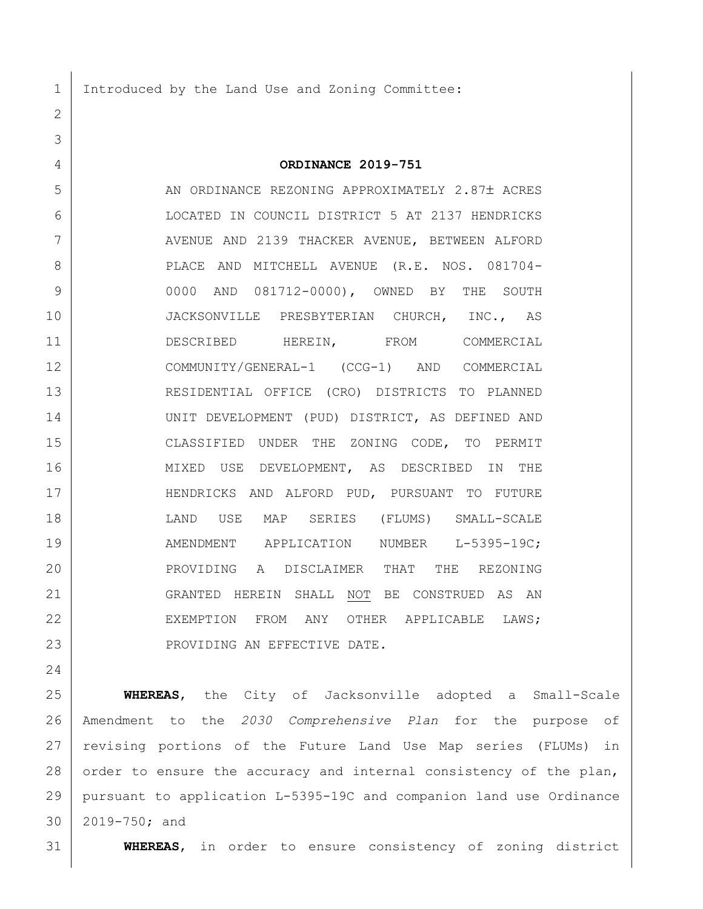Introduced by the Land Use and Zoning Committee:

**ORDINANCE 2019-751**

AN ORDINANCE REZONING APPROXIMATELY 2.87± ACRES LOCATED IN COUNCIL DISTRICT 5 AT 2137 HENDRICKS AVENUE AND 2139 THACKER AVENUE, BETWEEN ALFORD PLACE AND MITCHELL AVENUE (R.E. NOS. 081704-0000 AND 081712-0000), OWNED BY THE SOUTH JACKSONVILLE PRESBYTERIAN CHURCH, INC., AS DESCRIBED HEREIN, FROM COMMERCIAL COMMUNITY/GENERAL-1 (CCG-1) AND COMMERCIAL RESIDENTIAL OFFICE (CRO) DISTRICTS TO PLANNED UNIT DEVELOPMENT (PUD) DISTRICT, AS DEFINED AND CLASSIFIED UNDER THE ZONING CODE, TO PERMIT MIXED USE DEVELOPMENT, AS DESCRIBED IN THE HENDRICKS AND ALFORD PUD, PURSUANT TO FUTURE LAND USE MAP SERIES (FLUMS) SMALL-SCALE AMENDMENT APPLICATION NUMBER L-5395-19C; PROVIDING A DISCLAIMER THAT THE REZONING GRANTED HEREIN SHALL <u>NOT</u> BE CONSTRUED AS AN EXEMPTION FROM ANY OTHER APPLICABLE LAWS; PROVIDING AN EFFECTIVE DATE.

**WHEREAS**, the City of Jacksonville adopted a Small-Scale Amendment to the *2030 Comprehensive Plan* for the purpose of revising portions of the Future Land Use Map series (FLUMs) in order to ensure the accuracy and internal consistency of the plan, pursuant to application L-5395-19C and companion land use Ordinance 2019-750; and

**WHEREAS**, in order to ensure consistency of zoning district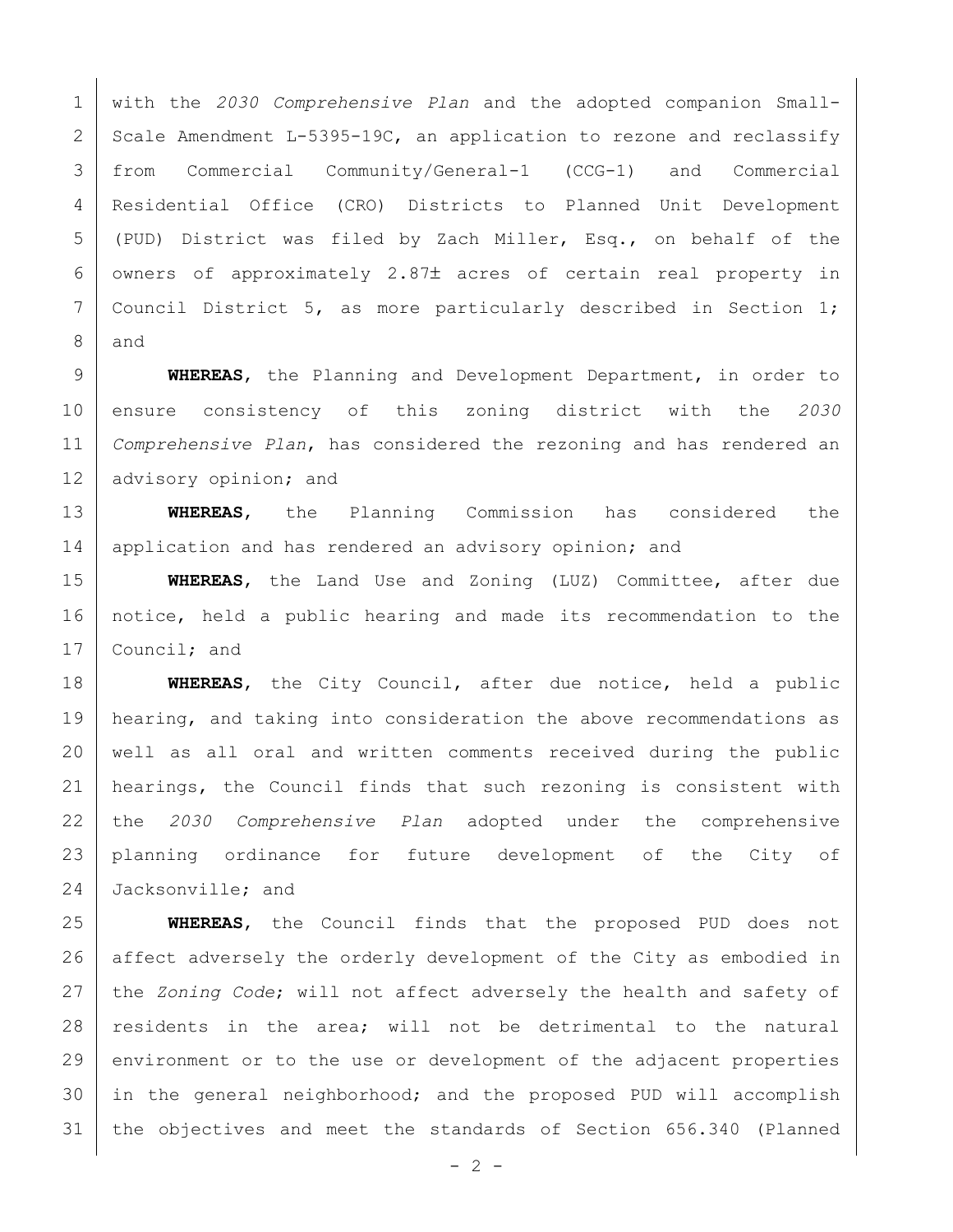with the *2030 Comprehensive Plan* and the adopted companion Small-Scale Amendment L-5395-19C, an application to rezone and reclassify from Commercial Community/General-1 (CCG-1) and Commercial Residential Office (CRO) Districts to Planned Unit Development (PUD) District was filed by Zach Miller, Esq., on behalf of the owners of approximately 2.87± acres of certain real property in Council District 5, as more particularly described in Section 1; and

**WHEREAS**, the Planning and Development Department, in order to ensure consistency of this zoning district with the *2030 Comprehensive Plan*, has considered the rezoning and has rendered an advisory opinion; and

**WHEREAS**, the Planning Commission has considered the application and has rendered an advisory opinion; and

**WHEREAS**, the Land Use and Zoning (LUZ) Committee, after due notice, held a public hearing and made its recommendation to the Council; and

**WHEREAS**, the City Council, after due notice, held a public hearing, and taking into consideration the above recommendations as well as all oral and written comments received during the public hearings, the Council finds that such rezoning is consistent with the *2030 Comprehensive Plan* adopted under the comprehensive planning ordinance for future development of the City of Jacksonville; and

**WHEREAS**, the Council finds that the proposed PUD does not affect adversely the orderly development of the City as embodied in the *Zoning Code*; will not affect adversely the health and safety of residents in the area; will not be detrimental to the natural environment or to the use or development of the adjacent properties in the general neighborhood; and the proposed PUD will accomplish the objectives and meet the standards of Section 656.340 (Planned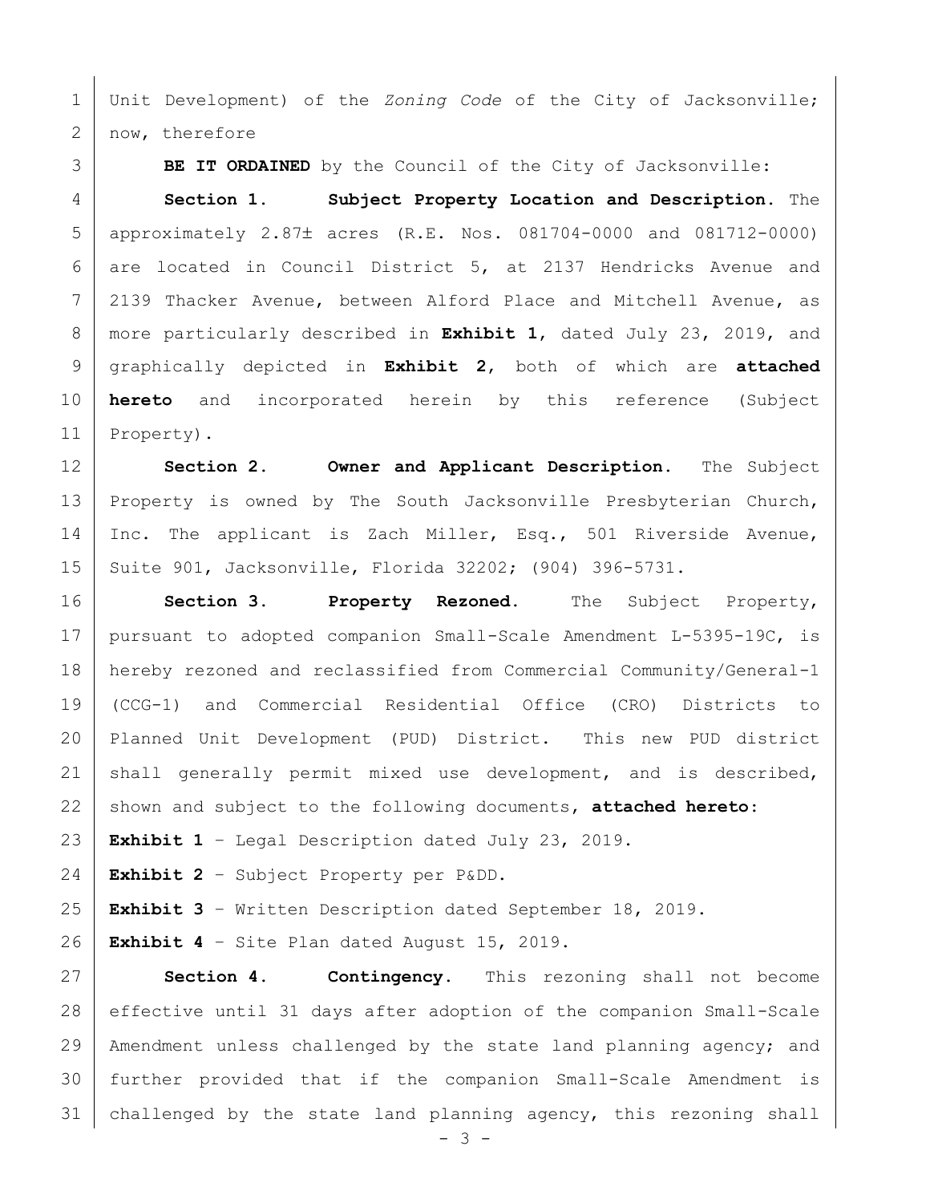Unit Development) of the *Zoning Code* of the City of Jacksonville; now, therefore

**BE IT ORDAINED** by the Council of the City of Jacksonville:

**Section 1. Subject Property Location and Description.** The approximately 2.87± acres (R.E. Nos. 081704-0000 and 081712-0000) are located in Council District 5, at 2137 Hendricks Avenue and 2139 Thacker Avenue, between Alford Place and Mitchell Avenue, as more particularly described in **Exhibit 1**, dated July 23, 2019, and graphically depicted in **Exhibit 2**, both of which are **attached hereto** and incorporated herein by this reference (Subject Property).

**Section 2. Owner and Applicant Description.** The Subject Property is owned by The South Jacksonville Presbyterian Church, Inc. The applicant is Zach Miller, Esq., 501 Riverside Avenue, Suite 901, Jacksonville, Florida 32202; (904) 396-5731.

**Section 3. Property Rezoned.** The Subject Property, pursuant to adopted companion Small-Scale Amendment L-5395-19C, is hereby rezoned and reclassified from Commercial Community/General-1 (CCG-1) and Commercial Residential Office (CRO) Districts to Planned Unit Development (PUD) District. This new PUD district shall generally permit mixed use development, and is described, shown and subject to the following documents, **attached hereto**:

**Exhibit 1** – Legal Description dated July 23, 2019.

**Exhibit 2** – Subject Property per P&DD.

**Exhibit 3** – Written Description dated September 18, 2019.

**Exhibit 4** – Site Plan dated August 15, 2019.

**Section 4. Contingency.** This rezoning shall not become effective until 31 days after adoption of the companion Small-Scale Amendment unless challenged by the state land planning agency; and further provided that if the companion Small-Scale Amendment is challenged by the state land planning agency, this rezoning shall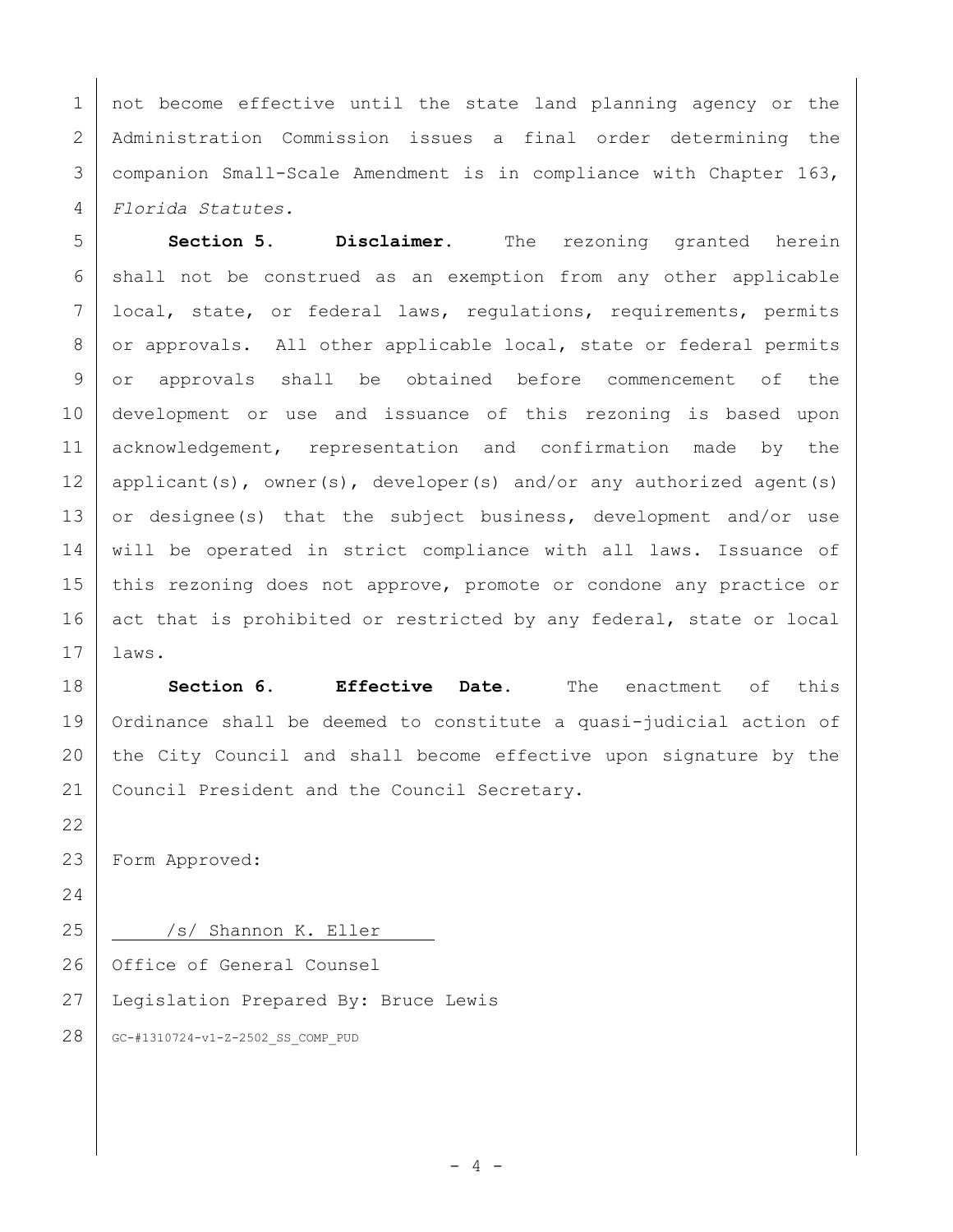not become effective until the state land planning agency or the Administration Commission issues a final order determining the companion Small-Scale Amendment is in compliance with Chapter 163, *Florida Statutes.*

**Section 5. Disclaimer.** The rezoning granted herein shall not be construed as an exemption from any other applicable local, state, or federal laws, regulations, requirements, permits or approvals. All other applicable local, state or federal permits or approvals shall be obtained before commencement of the development or use and issuance of this rezoning is based upon acknowledgement, representation and confirmation made by the applicant(s), owner(s), developer(s) and/or any authorized agent(s) or designee(s) that the subject business, development and/or use will be operated in strict compliance with all laws. Issuance of this rezoning does not approve, promote or condone any practice or act that is prohibited or restricted by any federal, state or local laws.

**Section 6. Effective Date.** The enactment of this Ordinance shall be deemed to constitute a quasi-judicial action of the City Council and shall become effective upon signature by the Council President and the Council Secretary.

Form Approved:

/s/ Shannon K. Eller

Office of General Counsel

Legislation Prepared By: Bruce Lewis

GC-#1310724-v1-Z-2502_SS_COMP_PUD